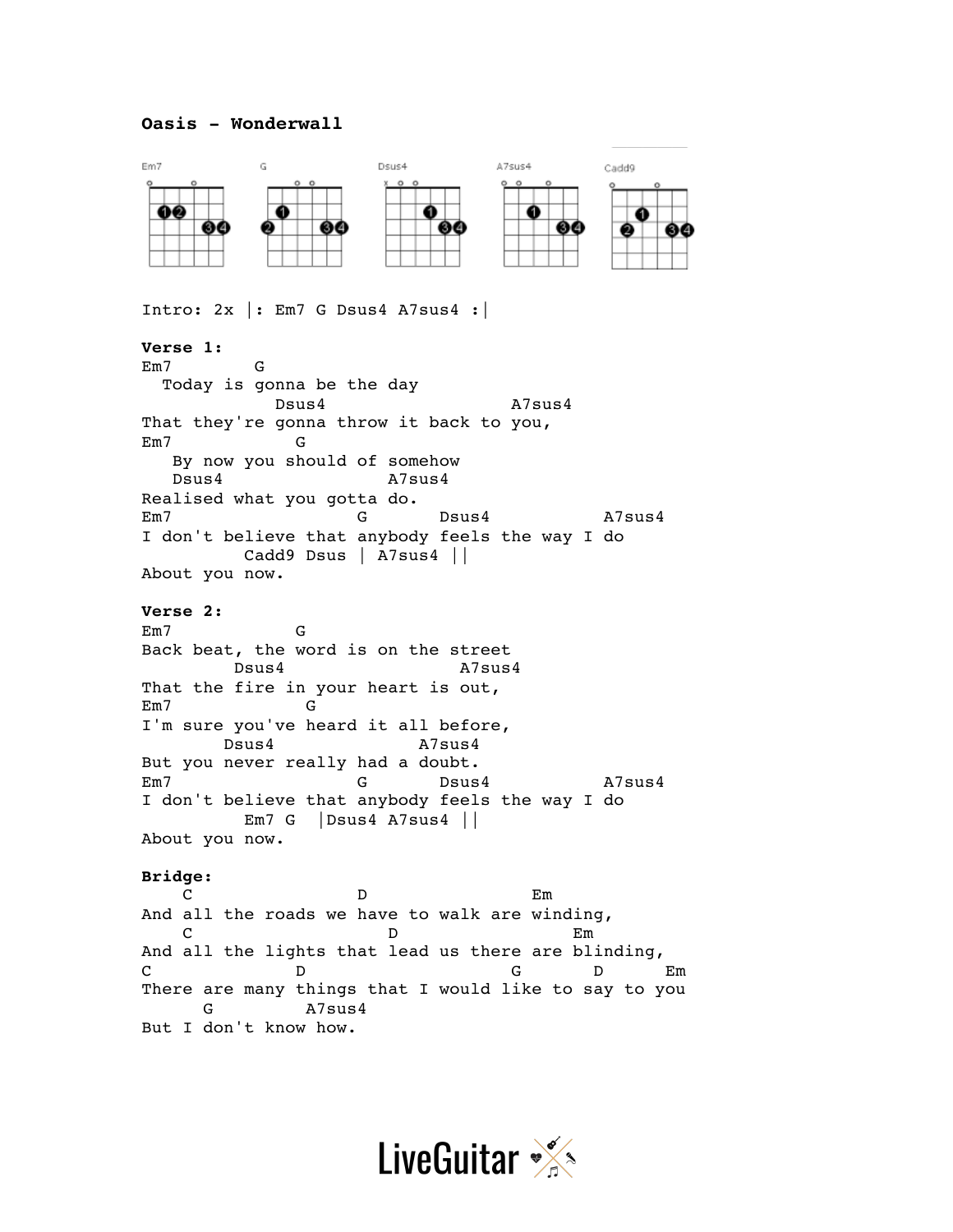# Oasis - Wonderwall

Em7 G Dsus4 A7sus4 Cadd9

Intro: 2x |: Em7 G Dsus4 A7sus4 :|

**Verse 1:**

```
Em7        G
  Today is gonna be the day
             Dsus4                   A7sus4
That they're gonna throw it back to you,
Em7            G
   By now you should of somehow
   Dsus4                 A7sus4
Realised what you gotta do.
Em7                    G       Dsus4           A7sus4
I don't believe that anybody feels the way I do
          Cadd9 Dsus | A7sus4 ||
About you now.
```

**Verse 2:**

```
Em7            G
Back beat, the word is on the street
         Dsus4                A7sus4
That the fire in your heart is out,
Em7             G
I'm sure you've heard it all before,
        Dsus4              A7sus4
But you never really had a doubt.
Em7                    G       Dsus4           A7sus4
I don't believe that anybody feels the way I do
          Em7 G  |Dsus4 A7sus4 ||
About you now.
```

**Bridge:**

```
    C                D                 Em
And all the roads we have to walk are winding,
    C                   D                  Em
And all the lights that lead us there are blinding,
C              D                    G       D       Em
There are many things that I would like to say to you
      G         A7sus4
But I don't know how.
```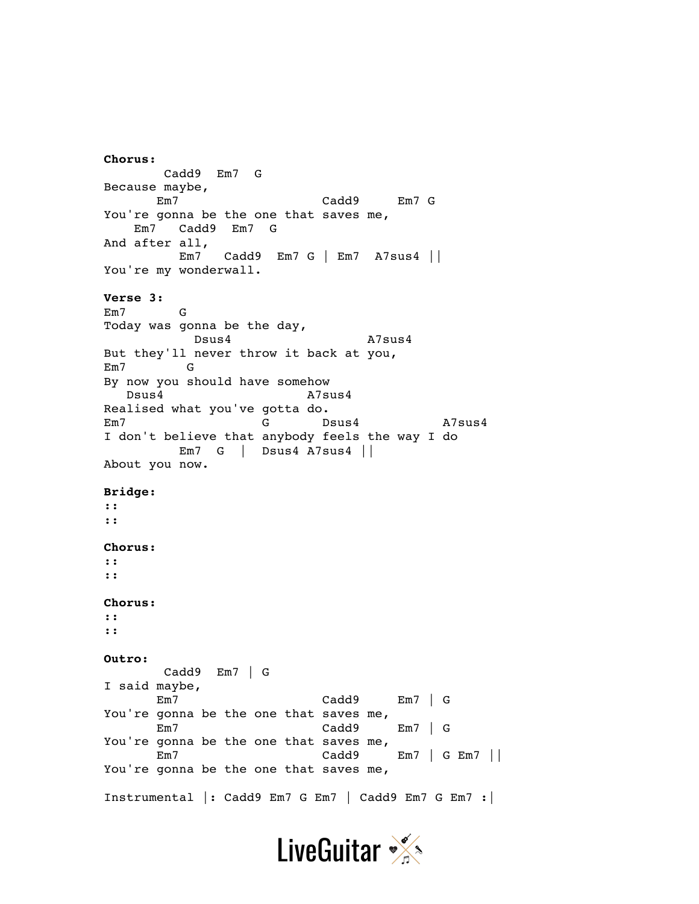**Chorus:**

```
        Cadd9  Em7  G
Because maybe,
       Em7                    Cadd9     Em7 G
You're gonna be the one that saves me,
    Em7   Cadd9  Em7  G
And after all,
          Em7   Cadd9  Em7 G | Em7  A7sus4 ||
You're my wonderwall.
```

**Verse 3:**

```
Em7       G
Today was gonna be the day,
           Dsus4                  A7sus4
But they'll never throw it back at you,
Em7        G
By now you should have somehow
   Dsus4                   A7sus4
Realised what you've gotta do.
Em7                 G       Dsus4           A7sus4
I don't believe that anybody feels the way I do
          Em7  G  |  Dsus4 A7sus4 ||
About you now.
```

**Bridge:**

::
::

**Chorus:**

::
::

**Chorus:**

::
::

**Outro:**

```
        Cadd9  Em7 | G
I said maybe,
       Em7                    Cadd9     Em7 | G
You're gonna be the one that saves me,
       Em7                    Cadd9     Em7 | G
You're gonna be the one that saves me,
       Em7                    Cadd9     Em7 | G Em7 ||
You're gonna be the one that saves me,
```

```
Instrumental |: Cadd9 Em7 G Em7 | Cadd9 Em7 G Em7 :|
```